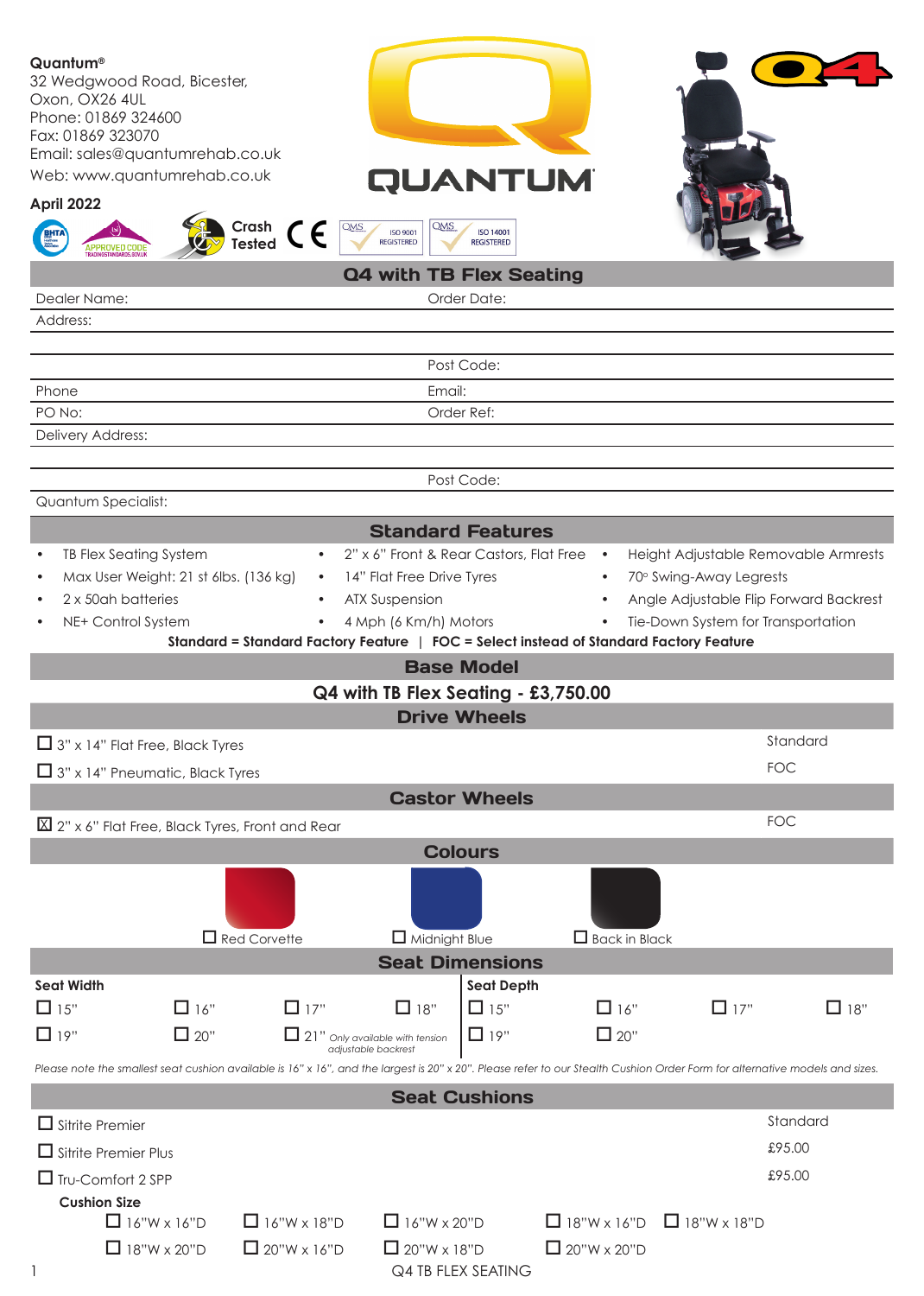**Quantum®**
32 Wedgwood Road, Bicester,
Oxon, OX26 4UL
Phone: 01869 324600
Fax: 01869 323070
Email: sales@quantumrehab.co.uk
Web: www.quantumrehab.co.uk

**April 2022**

Crash Tested

ISO 9001 REGISTERED | ISO 14001 REGISTERED

# Q4 with TB Flex Seating

| Dealer Name: | Order Date: |
|---|---|
| Address: | |
| | |
| | Post Code: |
| Phone | Email: |
| PO No: | Order Ref: |
| Delivery Address: | |
| | |
| | Post Code: |
| Quantum Specialist: | |

## Standard Features

- TB Flex Seating System
- Max User Weight: 21 st 6lbs. (136 kg)
- 2 x 50ah batteries
- NE+ Control System
- 2" x 6" Front & Rear Castors, Flat Free
- 14" Flat Free Drive Tyres
- ATX Suspension
- 4 Mph (6 Km/h) Motors
- Height Adjustable Removable Armrests
- 70° Swing-Away Legrests
- Angle Adjustable Flip Forward Backrest
- Tie-Down System for Transportation

**Standard = Standard Factory Feature | FOC = Select instead of Standard Factory Feature**

## Base Model

**Q4 with TB Flex Seating - £3,750.00**

## Drive Wheels

| Option | Price |
|---|---|
| ☐ 3" x 14" Flat Free, Black Tyres | Standard |
| ☐ 3" x 14" Pneumatic, Black Tyres | FOC |

## Castor Wheels

| Option | Price |
|---|---|
| ☒ 2" x 6" Flat Free, Black Tyres, Front and Rear | FOC |

## Colours

☐ Red Corvette ☐ Midnight Blue ☐ Back in Black

## Seat Dimensions

**Seat Width**

☐ 15" ☐ 16" ☐ 17" ☐ 18"
☐ 19" ☐ 20" ☐ 21" *Only available with tension adjustable backrest*

**Seat Depth**

☐ 15" ☐ 16" ☐ 17" ☐ 18"
☐ 19" ☐ 20"

*Please note the smallest seat cushion available is 16" x 16", and the largest is 20" x 20". Please refer to our Stealth Cushion Order Form for alternative models and sizes.*

## Seat Cushions

| Option | Price |
|---|---|
| ☐ Sitrite Premier | Standard |
| ☐ Sitrite Premier Plus | £95.00 |
| ☐ Tru-Comfort 2 SPP | £95.00 |

**Cushion Size**

☐ 16"W x 16"D ☐ 16"W x 18"D ☐ 16"W x 20"D ☐ 18"W x 16"D ☐ 18"W x 18"D
☐ 18"W x 20"D ☐ 20"W x 16"D ☐ 20"W x 18"D ☐ 20"W x 20"D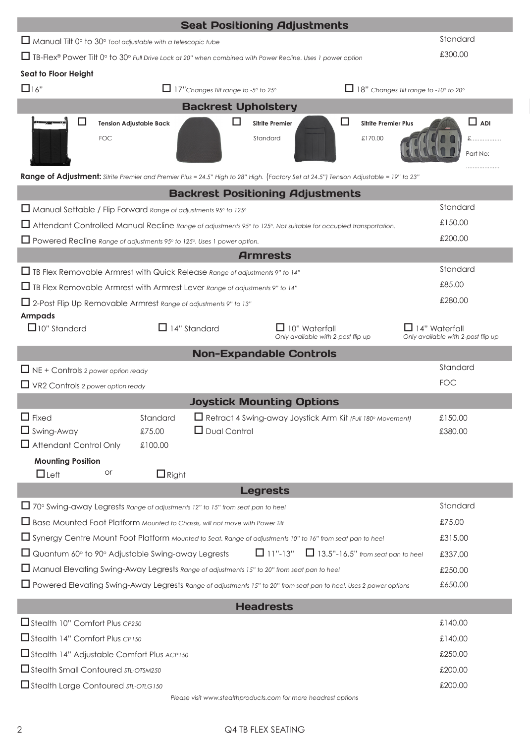## Seat Positioning Adjustments

| Option | Price |
|---|---|
| ☐ Manual Tilt 0° to 30° *Tool adjustable with a telescopic tube* | Standard |
| ☐ TB-Flex® Power Tilt 0° to 30° *Full Drive Lock at 20" when combined with Power Recline. Uses 1 power option* | £300.00 |

**Seat to Floor Height**

☐ 16" ☐ 17" *Changes Tilt range to -5° to 25°* ☐ 18" *Changes Tilt range to -10° to 20°*

## Backrest Upholstery

| ☐ Tension Adjustable Back | ☐ Sitrite Premier | ☐ Sitrite Premier Plus | ☐ ADI |
|---|---|---|---|
| FOC | Standard | £170.00 | £................. Part No: .................... |

**Range of Adjustment:** *Sitrite Premier and Premier Plus = 24.5" High to 28" High. (Factory Set at 24.5") Tension Adjustable = 19" to 23"*

## Backrest Positioning Adjustments

| Option | Price |
|---|---|
| ☐ Manual Settable / Flip Forward *Range of adjustments 95° to 125°* | Standard |
| ☐ Attendant Controlled Manual Recline *Range of adjustments 95° to 125°. Not suitable for occupied transportation.* | £150.00 |
| ☐ Powered Recline *Range of adjustments 95° to 125°. Uses 1 power option.* | £200.00 |

## Armrests

| Option | Price |
|---|---|
| ☐ TB Flex Removable Armrest with Quick Release *Range of adjustments 9" to 14"* | Standard |
| ☐ TB Flex Removable Armrest with Armrest Lever *Range of adjustments 9" to 14"* | £85.00 |
| ☐ 2-Post Flip Up Removable Armrest *Range of adjustments 9" to 13"* | £280.00 |

**Armpads**

☐ 10" Standard ☐ 14" Standard ☐ 10" Waterfall *Only available with 2-post flip up* ☐ 14" Waterfall *Only available with 2-post flip up*

## Non-Expandable Controls

| Option | Price |
|---|---|
| ☐ NE + Controls *2 power option ready* | Standard |
| ☐ VR2 Controls *2 power option ready* | FOC |

## Joystick Mounting Options

| Option | Price | Option | Price |
|---|---|---|---|
| ☐ Fixed | Standard | ☐ Retract 4 Swing-away Joystick Arm Kit *(Full 180° Movement)* | £150.00 |
| ☐ Swing-Away | £75.00 | ☐ Dual Control | £380.00 |
| ☐ Attendant Control Only | £100.00 | | |

**Mounting Position**

☐ Left or ☐ Right

## Legrests

| Option | Price |
|---|---|
| ☐ 70° Swing-away Legrests *Range of adjustments 12" to 15" from seat pan to heel* | Standard |
| ☐ Base Mounted Foot Platform *Mounted to Chassis, will not move with Power Tilt* | £75.00 |
| ☐ Synergy Centre Mount Foot Platform *Mounted to Seat. Range of adjustments 10" to 16" from seat pan to heel* | £315.00 |
| ☐ Quantum 60° to 90° Adjustable Swing-away Legrests ☐ 11"-13" ☐ 13.5"-16.5" *from seat pan to heel* | £337.00 |
| ☐ Manual Elevating Swing-Away Legrests *Range of adjustments 15" to 20" from seat pan to heel* | £250.00 |
| ☐ Powered Elevating Swing-Away Legrests *Range of adjustments 15" to 20" from seat pan to heel. Uses 2 power options* | £650.00 |

## Headrests

| Option | Price |
|---|---|
| ☐ Stealth 10" Comfort Plus *CP250* | £140.00 |
| ☐ Stealth 14" Comfort Plus *CP150* | £140.00 |
| ☐ Stealth 14" Adjustable Comfort Plus *ACP150* | £250.00 |
| ☐ Stealth Small Contoured *STL-OTSM250* | £200.00 |
| ☐ Stealth Large Contoured *STL-OTLG150* | £200.00 |

*Please visit www.stealthproducts.com for more headrest options*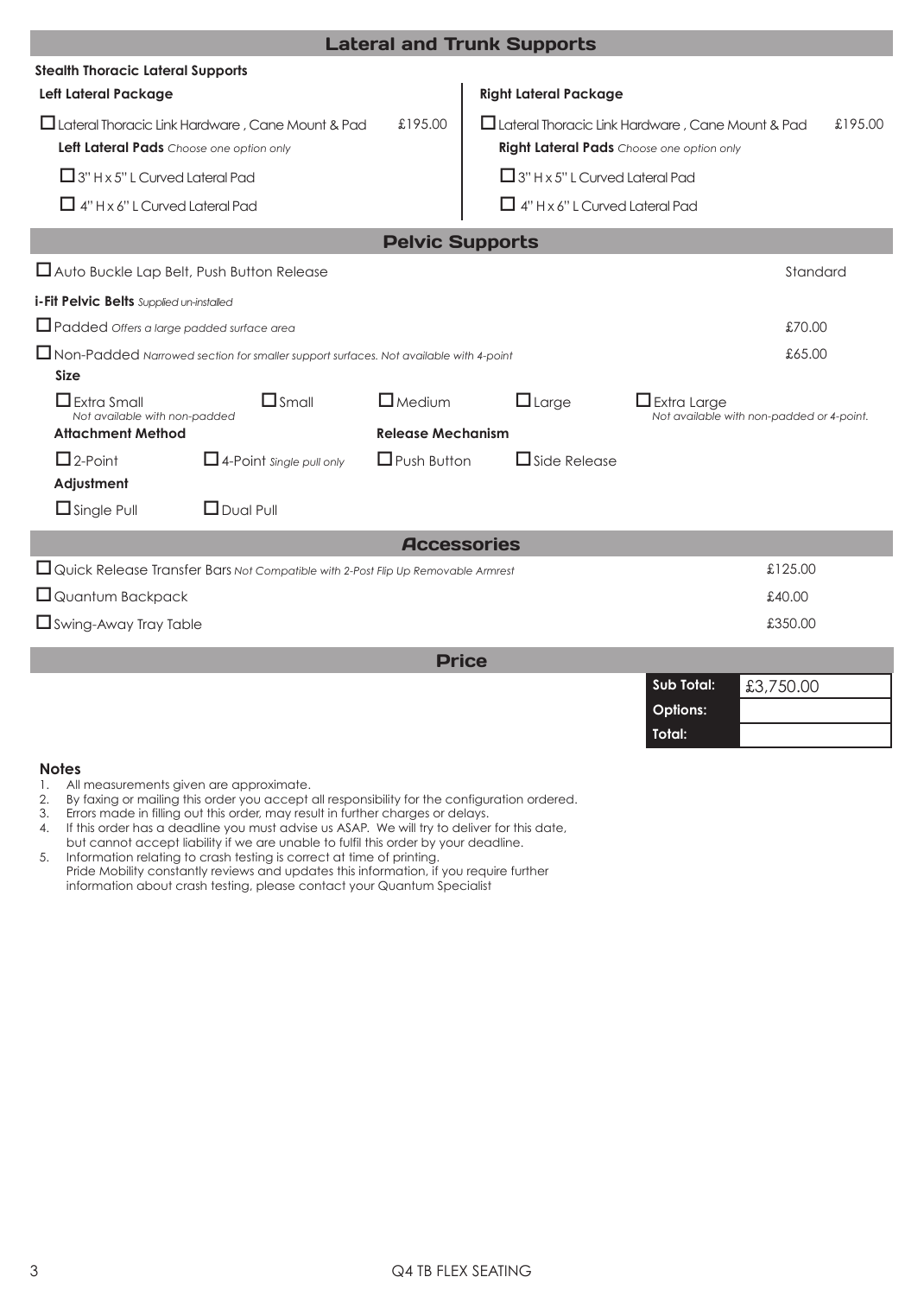## Lateral and Trunk Supports

### Stealth Thoracic Lateral Supports

**Left Lateral Package**

- ☐ Lateral Thoracic Link Hardware , Cane Mount & Pad — £195.00

**Left Lateral Pads** *Choose one option only*

- ☐ 3" H x 5" L Curved Lateral Pad
- ☐ 4" H x 6" L Curved Lateral Pad

**Right Lateral Package**

- ☐ Lateral Thoracic Link Hardware , Cane Mount & Pad — £195.00

**Right Lateral Pads** *Choose one option only*

- ☐ 3" H x 5" L Curved Lateral Pad
- ☐ 4" H x 6" L Curved Lateral Pad

## Pelvic Supports

- ☐ Auto Buckle Lap Belt, Push Button Release — Standard

**i-Fit Pelvic Belts** *Supplied un-installed*

- ☐ Padded *Offers a large padded surface area* — £70.00
- ☐ Non-Padded *Narrowed section for smaller support surfaces. Not available with 4-point* — £65.00

**Size**

- ☐ Extra Small *Not available with non-padded*
- ☐ Small
- ☐ Medium
- ☐ Large
- ☐ Extra Large *Not available with non-padded or 4-point.*

**Attachment Method**

- ☐ 2-Point
- ☐ 4-Point *Single pull only*

**Release Mechanism**

- ☐ Push Button
- ☐ Side Release

**Adjustment**

- ☐ Single Pull
- ☐ Dual Pull

## Accessories

- ☐ Quick Release Transfer Bars *Not Compatible with 2-Post Flip Up Removable Armrest* — £125.00
- ☐ Quantum Backpack — £40.00
- ☐ Swing-Away Tray Table — £350.00

## Price

| | |
|---|---|
| **Sub Total:** | £3,750.00 |
| **Options:** | |
| **Total:** | |

**Notes**

1. All measurements given are approximate.
2. By faxing or mailing this order you accept all responsibility for the configuration ordered.
3. Errors made in filling out this order, may result in further charges or delays.
4. If this order has a deadline you must advise us ASAP. We will try to deliver for this date, but cannot accept liability if we are unable to fulfil this order by your deadline.
5. Information relating to crash testing is correct at time of printing. Pride Mobility constantly reviews and updates this information, if you require further information about crash testing, please contact your Quantum Specialist